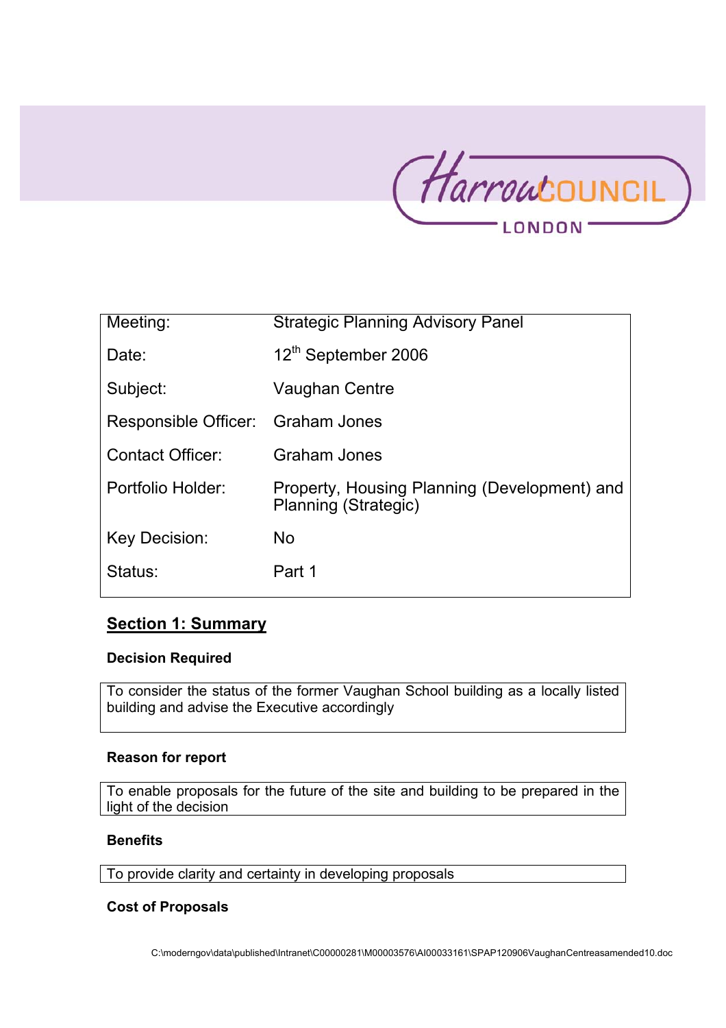| Meeting: | Strategic Planning Advisory Panel |
|---|---|
| Date: | 12th September 2006 |
| Subject: | Vaughan Centre |
| Responsible Officer: | Graham Jones |
| Contact Officer: | Graham Jones |
| Portfolio Holder: | Property, Housing Planning (Development) and Planning (Strategic) |
| Key Decision: | No |
| Status: | Part 1 |

## Section 1: Summary

**Decision Required**

To consider the status of the former Vaughan School building as a locally listed building and advise the Executive accordingly

**Reason for report**

To enable proposals for the future of the site and building to be prepared in the light of the decision

**Benefits**

To provide clarity and certainty in developing proposals

**Cost of Proposals**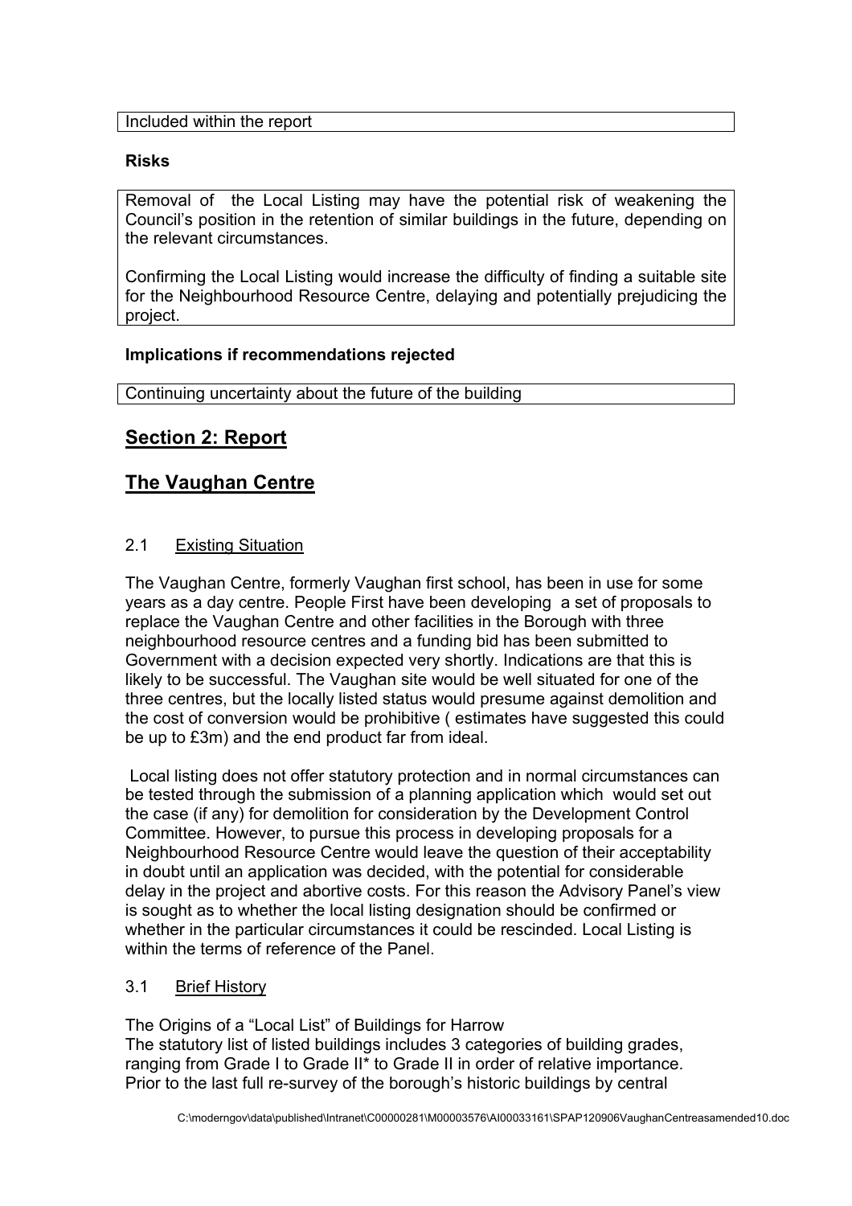Included within the report

**Risks**

Removal of the Local Listing may have the potential risk of weakening the Council's position in the retention of similar buildings in the future, depending on the relevant circumstances.

Confirming the Local Listing would increase the difficulty of finding a suitable site for the Neighbourhood Resource Centre, delaying and potentially prejudicing the project.

**Implications if recommendations rejected**

Continuing uncertainty about the future of the building

## Section 2: Report

## The Vaughan Centre

### 2.1 Existing Situation

The Vaughan Centre, formerly Vaughan first school, has been in use for some years as a day centre. People First have been developing a set of proposals to replace the Vaughan Centre and other facilities in the Borough with three neighbourhood resource centres and a funding bid has been submitted to Government with a decision expected very shortly. Indications are that this is likely to be successful. The Vaughan site would be well situated for one of the three centres, but the locally listed status would presume against demolition and the cost of conversion would be prohibitive ( estimates have suggested this could be up to £3m) and the end product far from ideal.

Local listing does not offer statutory protection and in normal circumstances can be tested through the submission of a planning application which would set out the case (if any) for demolition for consideration by the Development Control Committee. However, to pursue this process in developing proposals for a Neighbourhood Resource Centre would leave the question of their acceptability in doubt until an application was decided, with the potential for considerable delay in the project and abortive costs. For this reason the Advisory Panel's view is sought as to whether the local listing designation should be confirmed or whether in the particular circumstances it could be rescinded. Local Listing is within the terms of reference of the Panel.

### 3.1 Brief History

The Origins of a "Local List" of Buildings for Harrow
The statutory list of listed buildings includes 3 categories of building grades, ranging from Grade I to Grade II* to Grade II in order of relative importance. Prior to the last full re-survey of the borough's historic buildings by central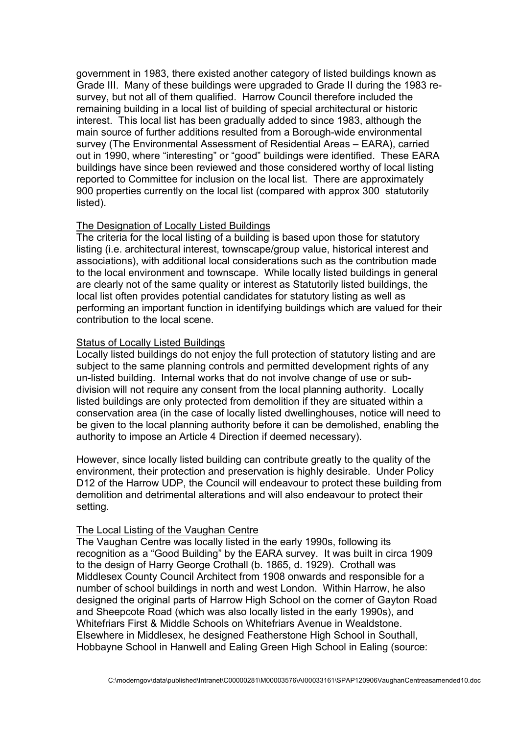government in 1983, there existed another category of listed buildings known as Grade III. Many of these buildings were upgraded to Grade II during the 1983 re-survey, but not all of them qualified. Harrow Council therefore included the remaining building in a local list of building of special architectural or historic interest. This local list has been gradually added to since 1983, although the main source of further additions resulted from a Borough-wide environmental survey (The Environmental Assessment of Residential Areas – EARA), carried out in 1990, where "interesting" or "good" buildings were identified. These EARA buildings have since been reviewed and those considered worthy of local listing reported to Committee for inclusion on the local list. There are approximately 900 properties currently on the local list (compared with approx 300 statutorily listed).

<u>The Designation of Locally Listed Buildings</u>

The criteria for the local listing of a building is based upon those for statutory listing (i.e. architectural interest, townscape/group value, historical interest and associations), with additional local considerations such as the contribution made to the local environment and townscape. While locally listed buildings in general are clearly not of the same quality or interest as Statutorily listed buildings, the local list often provides potential candidates for statutory listing as well as performing an important function in identifying buildings which are valued for their contribution to the local scene.

<u>Status of Locally Listed Buildings</u>

Locally listed buildings do not enjoy the full protection of statutory listing and are subject to the same planning controls and permitted development rights of any un-listed building. Internal works that do not involve change of use or sub-division will not require any consent from the local planning authority. Locally listed buildings are only protected from demolition if they are situated within a conservation area (in the case of locally listed dwellinghouses, notice will need to be given to the local planning authority before it can be demolished, enabling the authority to impose an Article 4 Direction if deemed necessary).

However, since locally listed building can contribute greatly to the quality of the environment, their protection and preservation is highly desirable. Under Policy D12 of the Harrow UDP, the Council will endeavour to protect these building from demolition and detrimental alterations and will also endeavour to protect their setting.

<u>The Local Listing of the Vaughan Centre</u>

The Vaughan Centre was locally listed in the early 1990s, following its recognition as a "Good Building" by the EARA survey. It was built in circa 1909 to the design of Harry George Crothall (b. 1865, d. 1929). Crothall was Middlesex County Council Architect from 1908 onwards and responsible for a number of school buildings in north and west London. Within Harrow, he also designed the original parts of Harrow High School on the corner of Gayton Road and Sheepcote Road (which was also locally listed in the early 1990s), and Whitefriars First & Middle Schools on Whitefriars Avenue in Wealdstone. Elsewhere in Middlesex, he designed Featherstone High School in Southall, Hobbayne School in Hanwell and Ealing Green High School in Ealing (source: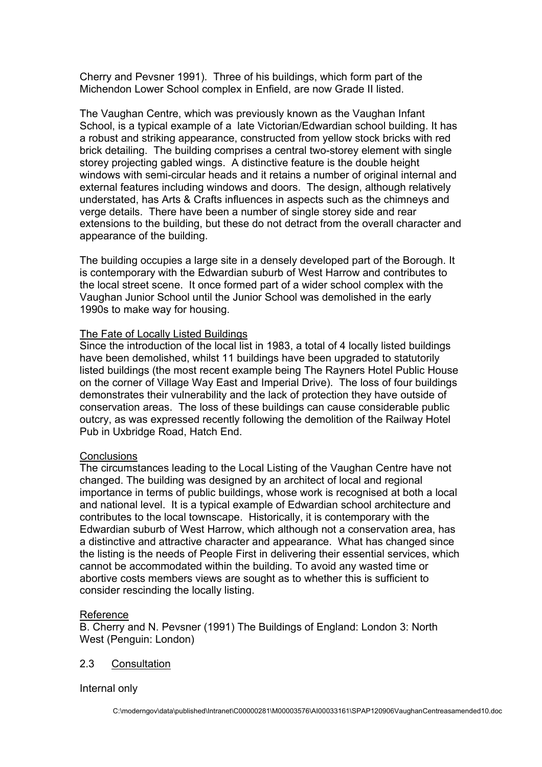Cherry and Pevsner 1991). Three of his buildings, which form part of the Michendon Lower School complex in Enfield, are now Grade II listed.

The Vaughan Centre, which was previously known as the Vaughan Infant School, is a typical example of a late Victorian/Edwardian school building. It has a robust and striking appearance, constructed from yellow stock bricks with red brick detailing. The building comprises a central two-storey element with single storey projecting gabled wings. A distinctive feature is the double height windows with semi-circular heads and it retains a number of original internal and external features including windows and doors. The design, although relatively understated, has Arts & Crafts influences in aspects such as the chimneys and verge details. There have been a number of single storey side and rear extensions to the building, but these do not detract from the overall character and appearance of the building.

The building occupies a large site in a densely developed part of the Borough. It is contemporary with the Edwardian suburb of West Harrow and contributes to the local street scene. It once formed part of a wider school complex with the Vaughan Junior School until the Junior School was demolished in the early 1990s to make way for housing.

<u>The Fate of Locally Listed Buildings</u>

Since the introduction of the local list in 1983, a total of 4 locally listed buildings have been demolished, whilst 11 buildings have been upgraded to statutorily listed buildings (the most recent example being The Rayners Hotel Public House on the corner of Village Way East and Imperial Drive). The loss of four buildings demonstrates their vulnerability and the lack of protection they have outside of conservation areas. The loss of these buildings can cause considerable public outcry, as was expressed recently following the demolition of the Railway Hotel Pub in Uxbridge Road, Hatch End.

<u>Conclusions</u>

The circumstances leading to the Local Listing of the Vaughan Centre have not changed. The building was designed by an architect of local and regional importance in terms of public buildings, whose work is recognised at both a local and national level. It is a typical example of Edwardian school architecture and contributes to the local townscape. Historically, it is contemporary with the Edwardian suburb of West Harrow, which although not a conservation area, has a distinctive and attractive character and appearance. What has changed since the listing is the needs of People First in delivering their essential services, which cannot be accommodated within the building. To avoid any wasted time or abortive costs members views are sought as to whether this is sufficient to consider rescinding the locally listing.

<u>Reference</u>

B. Cherry and N. Pevsner (1991) The Buildings of England: London 3: North West (Penguin: London)

2.3 <u>Consultation</u>

Internal only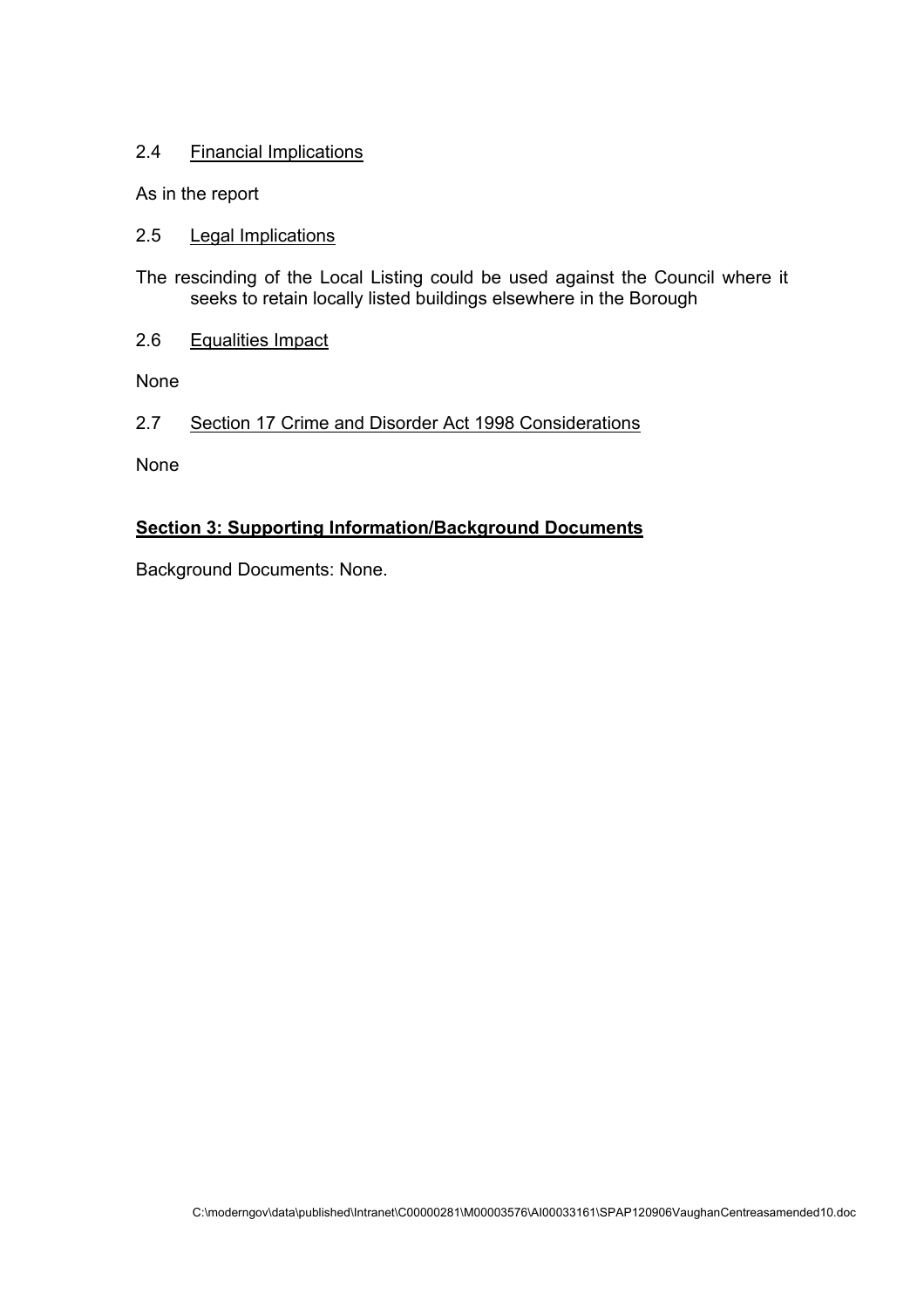2.4 Financial Implications

As in the report

2.5 Legal Implications

The rescinding of the Local Listing could be used against the Council where it seeks to retain locally listed buildings elsewhere in the Borough

2.6 Equalities Impact

None

2.7 Section 17 Crime and Disorder Act 1998 Considerations

None

**Section 3: Supporting Information/Background Documents**

Background Documents: None.